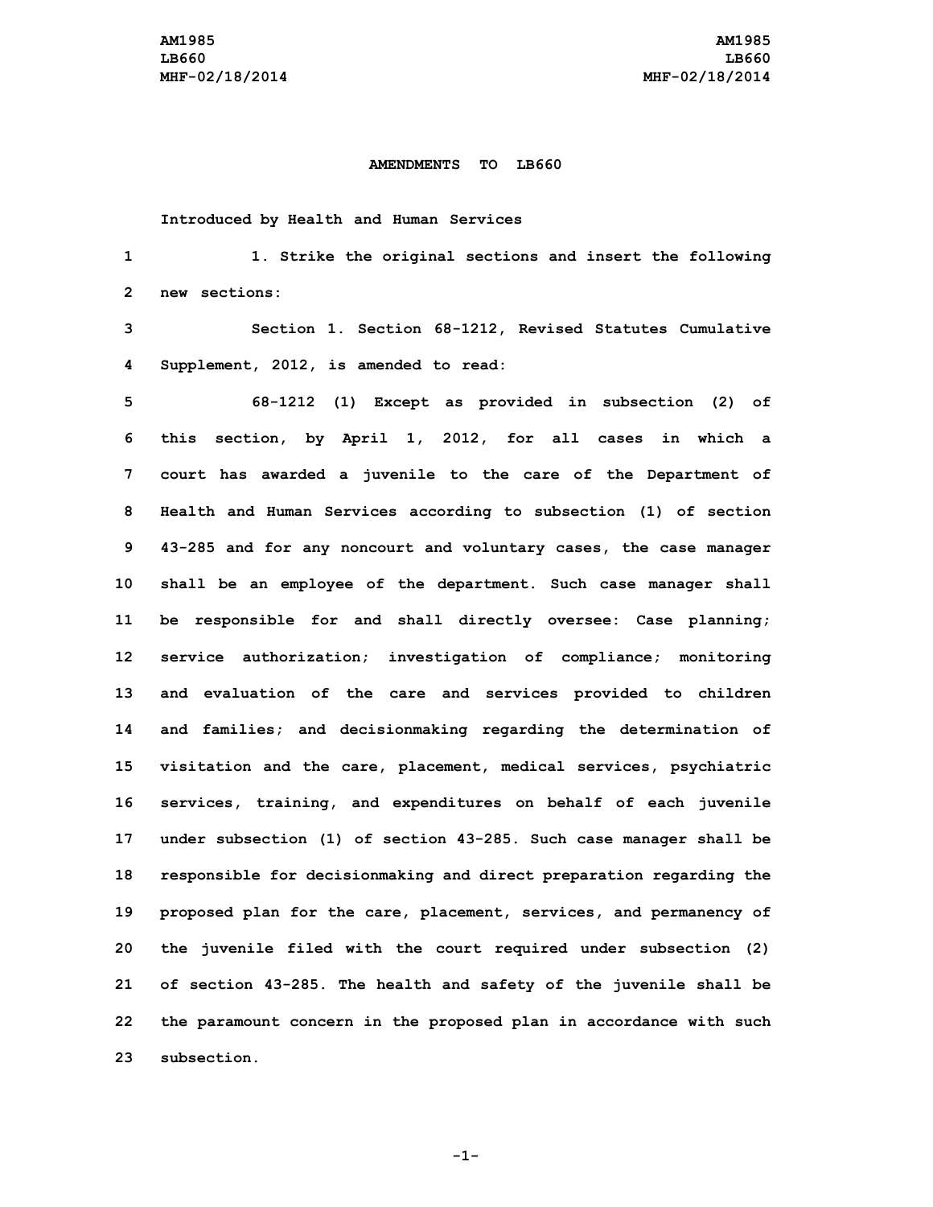**AMENDMENTS TO LB660**

Introduced by Health and Human Services

1. Strike the original sections and insert the following new sections:

Section 1. Section 68-1212, Revised Statutes Cumulative Supplement, 2012, is amended to read:

68-1212 (1) Except as provided in subsection (2) of this section, by April 1, 2012, for all cases in which a court has awarded a juvenile to the care of the Department of Health and Human Services according to subsection (1) of section 43-285 and for any noncourt and voluntary cases, the case manager shall be an employee of the department. Such case manager shall be responsible for and shall directly oversee: Case planning; service authorization; investigation of compliance; monitoring and evaluation of the care and services provided to children and families; and decisionmaking regarding the determination of visitation and the care, placement, medical services, psychiatric services, training, and expenditures on behalf of each juvenile under subsection (1) of section 43-285. Such case manager shall be responsible for decisionmaking and direct preparation regarding the proposed plan for the care, placement, services, and permanency of the juvenile filed with the court required under subsection (2) of section 43-285. The health and safety of the juvenile shall be the paramount concern in the proposed plan in accordance with such subsection.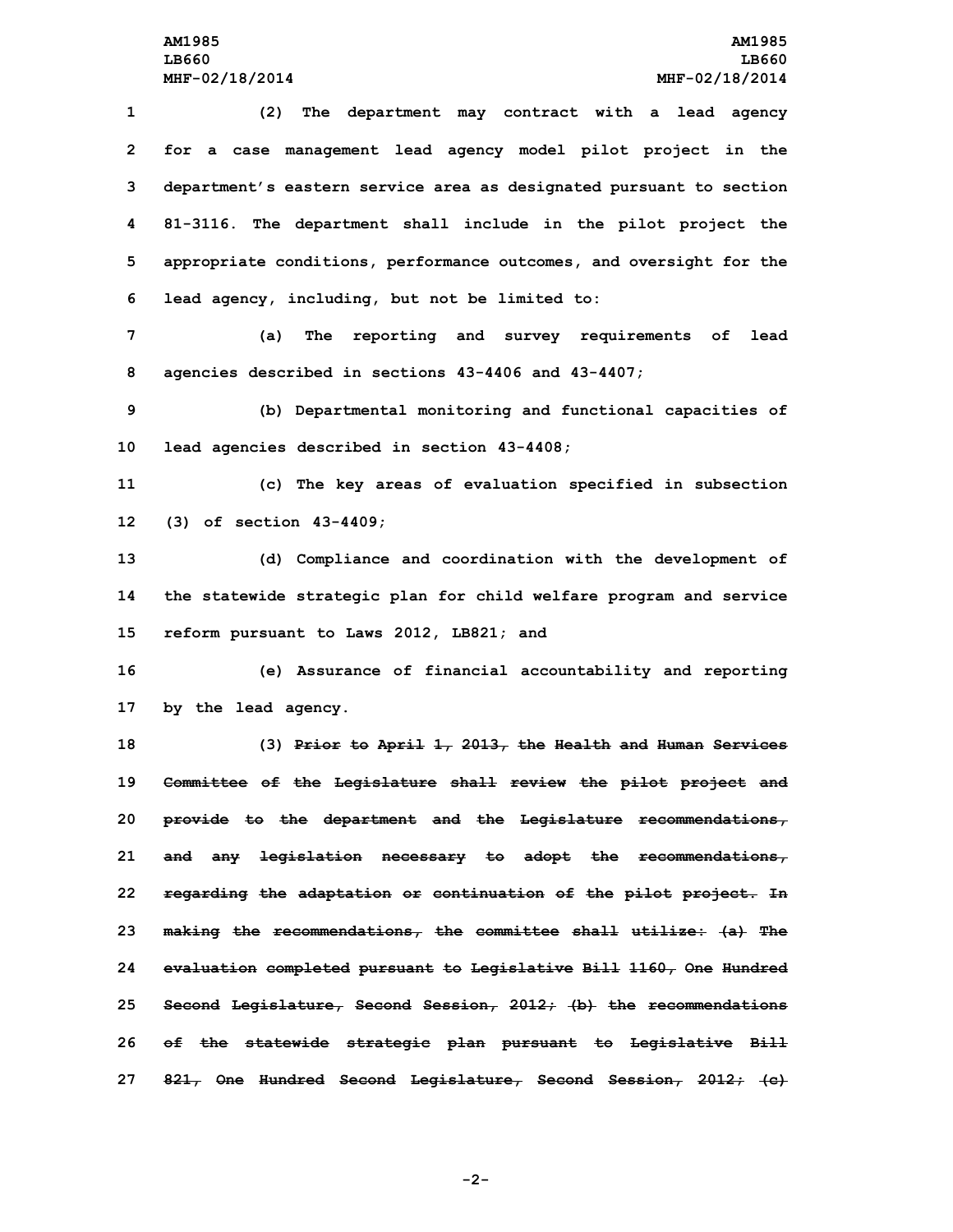(2) The department may contract with a lead agency for a case management lead agency model pilot project in the department's eastern service area as designated pursuant to section 81-3116. The department shall include in the pilot project the appropriate conditions, performance outcomes, and oversight for the lead agency, including, but not be limited to:

(a) The reporting and survey requirements of lead agencies described in sections 43-4406 and 43-4407;

(b) Departmental monitoring and functional capacities of lead agencies described in section 43-4408;

(c) The key areas of evaluation specified in subsection (3) of section 43-4409;

(d) Compliance and coordination with the development of the statewide strategic plan for child welfare program and service reform pursuant to Laws 2012, LB821; and

(e) Assurance of financial accountability and reporting by the lead agency.

(3) ~~Prior to April 1, 2013, the Health and Human Services Committee of the Legislature shall review the pilot project and provide to the department and the Legislature recommendations, and any legislation necessary to adopt the recommendations, regarding the adaptation or continuation of the pilot project. In making the recommendations, the committee shall utilize: (a) The evaluation completed pursuant to Legislative Bill 1160, One Hundred Second Legislature, Second Session, 2012; (b) the recommendations of the statewide strategic plan pursuant to Legislative Bill 821, One Hundred Second Legislature, Second Session, 2012; (c)~~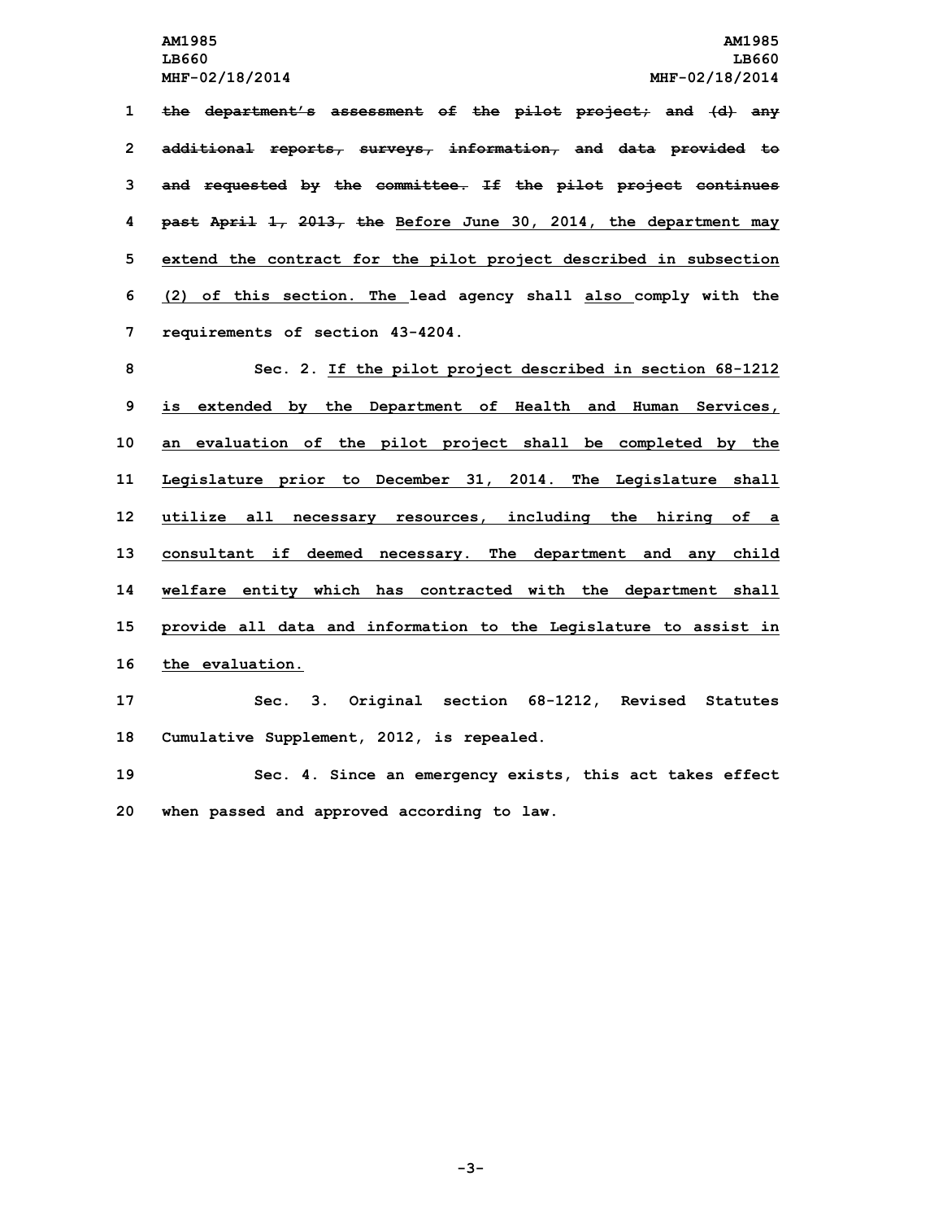~~the department's assessment of the pilot project; and (d) any additional reports, surveys, information, and data provided to and requested by the committee. If the pilot project continues past April 1, 2013, the~~ Before June 30, 2014, the department may extend the contract for the pilot project described in subsection (2) of this section. The lead agency shall also comply with the requirements of section 43-4204.

Sec. 2. If the pilot project described in section 68-1212 is extended by the Department of Health and Human Services, an evaluation of the pilot project shall be completed by the Legislature prior to December 31, 2014. The Legislature shall utilize all necessary resources, including the hiring of a consultant if deemed necessary. The department and any child welfare entity which has contracted with the department shall provide all data and information to the Legislature to assist in the evaluation.

Sec. 3. Original section 68-1212, Revised Statutes Cumulative Supplement, 2012, is repealed.

Sec. 4. Since an emergency exists, this act takes effect when passed and approved according to law.